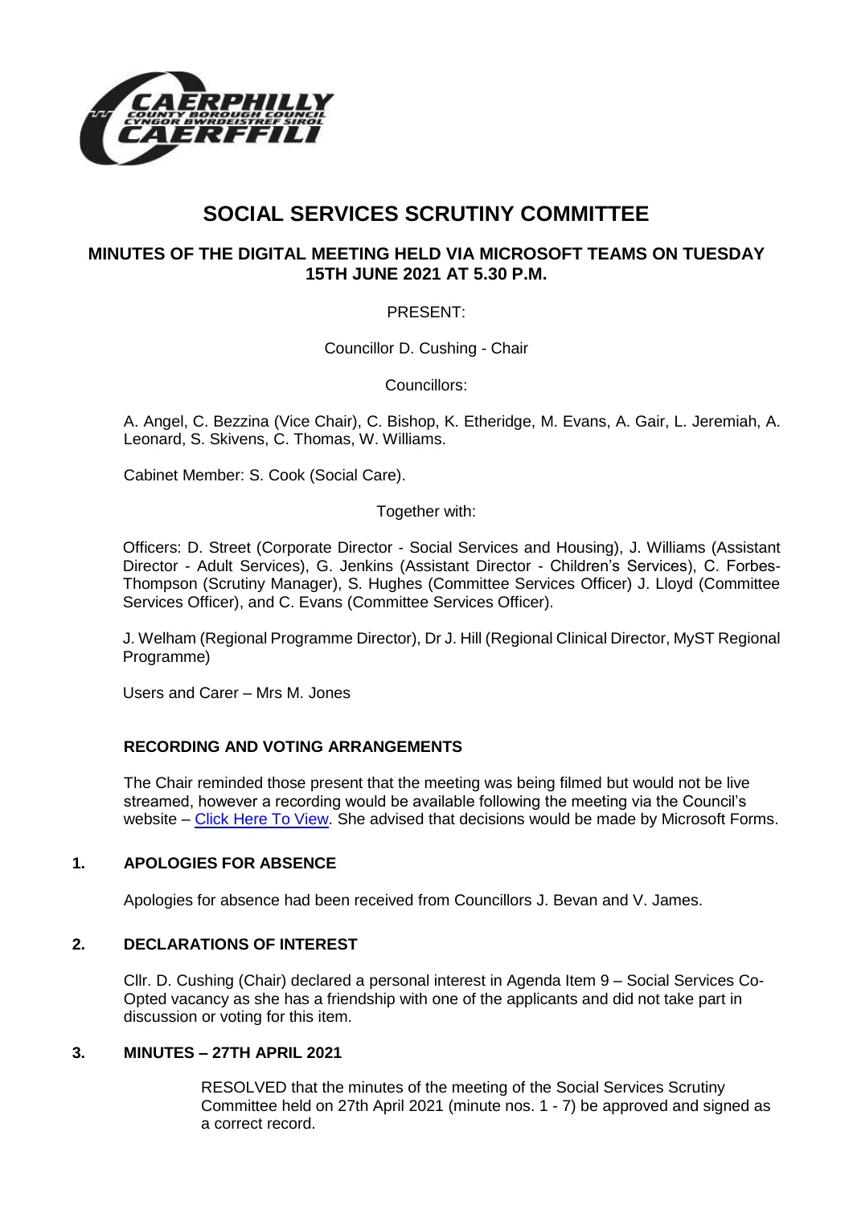# SOCIAL SERVICES SCRUTINY COMMITTEE

## MINUTES OF THE DIGITAL MEETING HELD VIA MICROSOFT TEAMS ON TUESDAY 15TH JUNE 2021 AT 5.30 P.M.

PRESENT:

Councillor D. Cushing - Chair

Councillors:

A. Angel, C. Bezzina (Vice Chair), C. Bishop, K. Etheridge, M. Evans, A. Gair, L. Jeremiah, A. Leonard, S. Skivens, C. Thomas, W. Williams.

Cabinet Member: S. Cook (Social Care).

Together with:

Officers: D. Street (Corporate Director - Social Services and Housing), J. Williams (Assistant Director - Adult Services), G. Jenkins (Assistant Director - Children's Services), C. Forbes-Thompson (Scrutiny Manager), S. Hughes (Committee Services Officer) J. Lloyd (Committee Services Officer), and C. Evans (Committee Services Officer).

J. Welham (Regional Programme Director), Dr J. Hill (Regional Clinical Director, MyST Regional Programme)

Users and Carer – Mrs M. Jones

### RECORDING AND VOTING ARRANGEMENTS

The Chair reminded those present that the meeting was being filmed but would not be live streamed, however a recording would be available following the meeting via the Council's website – Click Here To View. She advised that decisions would be made by Microsoft Forms.

### 1. APOLOGIES FOR ABSENCE

Apologies for absence had been received from Councillors J. Bevan and V. James.

### 2. DECLARATIONS OF INTEREST

Cllr. D. Cushing (Chair) declared a personal interest in Agenda Item 9 – Social Services Co-Opted vacancy as she has a friendship with one of the applicants and did not take part in discussion or voting for this item.

### 3. MINUTES – 27TH APRIL 2021

RESOLVED that the minutes of the meeting of the Social Services Scrutiny Committee held on 27th April 2021 (minute nos. 1 - 7) be approved and signed as a correct record.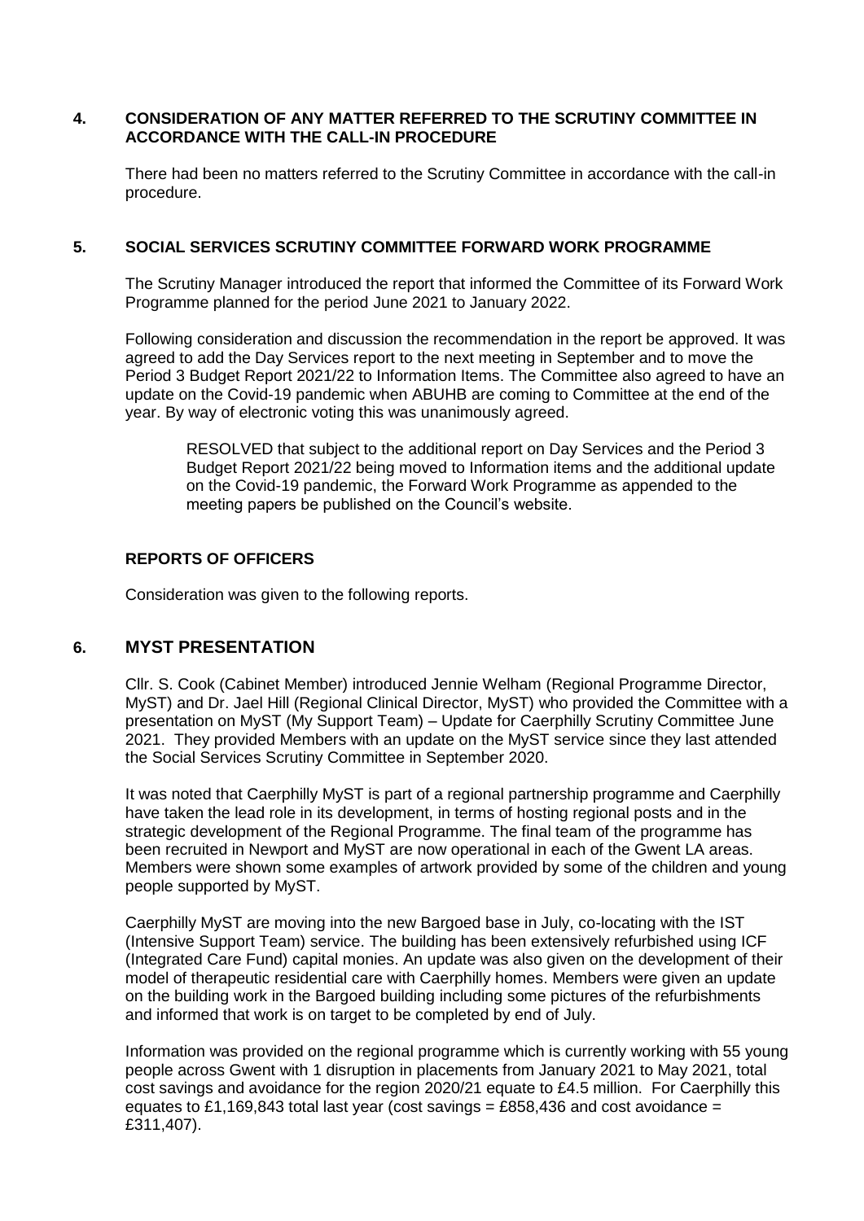## 4. CONSIDERATION OF ANY MATTER REFERRED TO THE SCRUTINY COMMITTEE IN ACCORDANCE WITH THE CALL-IN PROCEDURE

There had been no matters referred to the Scrutiny Committee in accordance with the call-in procedure.

## 5. SOCIAL SERVICES SCRUTINY COMMITTEE FORWARD WORK PROGRAMME

The Scrutiny Manager introduced the report that informed the Committee of its Forward Work Programme planned for the period June 2021 to January 2022.

Following consideration and discussion the recommendation in the report be approved. It was agreed to add the Day Services report to the next meeting in September and to move the Period 3 Budget Report 2021/22 to Information Items. The Committee also agreed to have an update on the Covid-19 pandemic when ABUHB are coming to Committee at the end of the year. By way of electronic voting this was unanimously agreed.

> RESOLVED that subject to the additional report on Day Services and the Period 3 Budget Report 2021/22 being moved to Information items and the additional update on the Covid-19 pandemic, the Forward Work Programme as appended to the meeting papers be published on the Council's website.

## REPORTS OF OFFICERS

Consideration was given to the following reports.

## 6. MYST PRESENTATION

Cllr. S. Cook (Cabinet Member) introduced Jennie Welham (Regional Programme Director, MyST) and Dr. Jael Hill (Regional Clinical Director, MyST) who provided the Committee with a presentation on MyST (My Support Team) – Update for Caerphilly Scrutiny Committee June 2021. They provided Members with an update on the MyST service since they last attended the Social Services Scrutiny Committee in September 2020.

It was noted that Caerphilly MyST is part of a regional partnership programme and Caerphilly have taken the lead role in its development, in terms of hosting regional posts and in the strategic development of the Regional Programme. The final team of the programme has been recruited in Newport and MyST are now operational in each of the Gwent LA areas. Members were shown some examples of artwork provided by some of the children and young people supported by MyST.

Caerphilly MyST are moving into the new Bargoed base in July, co-locating with the IST (Intensive Support Team) service. The building has been extensively refurbished using ICF (Integrated Care Fund) capital monies. An update was also given on the development of their model of therapeutic residential care with Caerphilly homes. Members were given an update on the building work in the Bargoed building including some pictures of the refurbishments and informed that work is on target to be completed by end of July.

Information was provided on the regional programme which is currently working with 55 young people across Gwent with 1 disruption in placements from January 2021 to May 2021, total cost savings and avoidance for the region 2020/21 equate to £4.5 million. For Caerphilly this equates to £1,169,843 total last year (cost savings = £858,436 and cost avoidance = £311,407).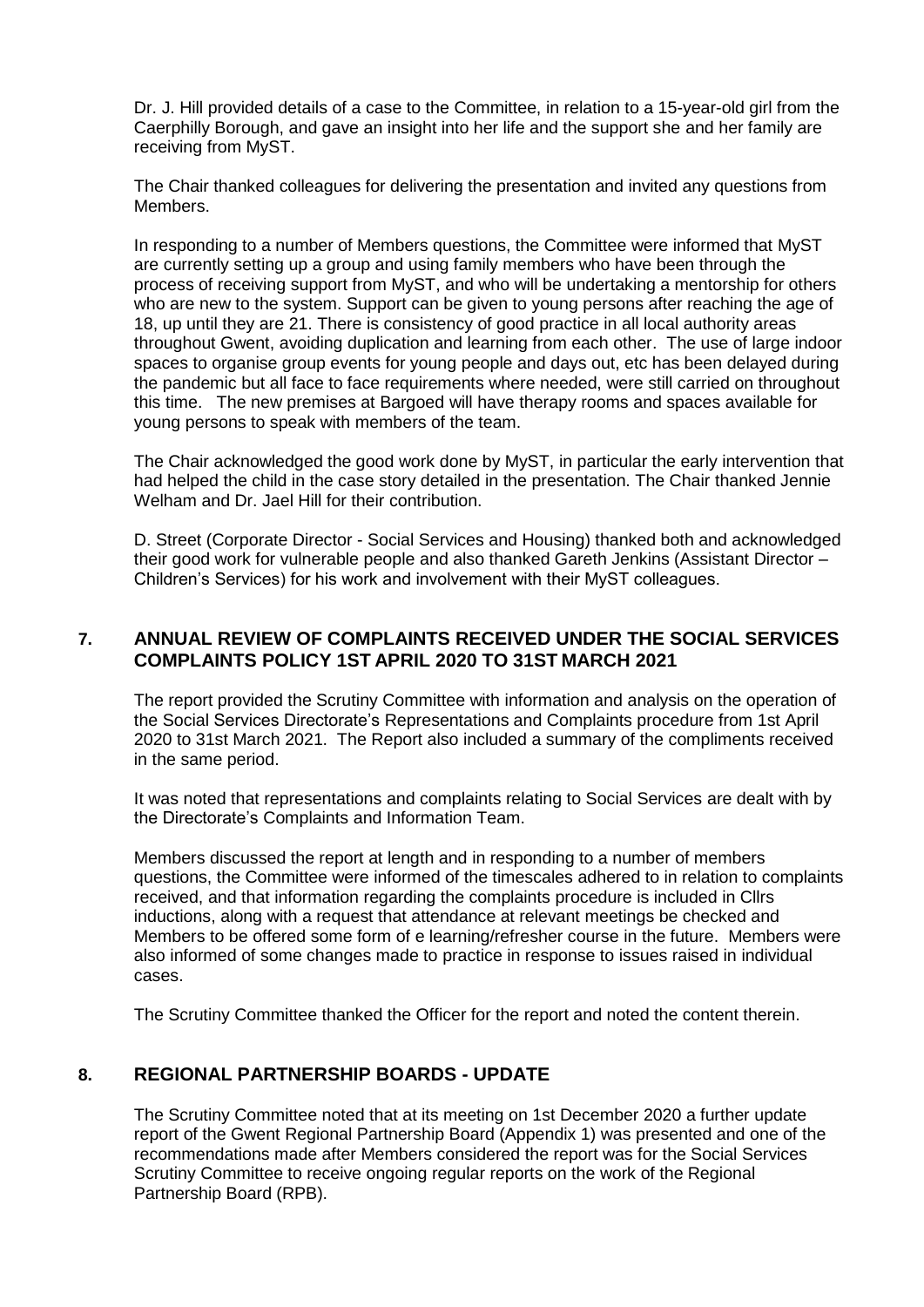Dr. J. Hill provided details of a case to the Committee, in relation to a 15-year-old girl from the Caerphilly Borough, and gave an insight into her life and the support she and her family are receiving from MyST.

The Chair thanked colleagues for delivering the presentation and invited any questions from Members.

In responding to a number of Members questions, the Committee were informed that MyST are currently setting up a group and using family members who have been through the process of receiving support from MyST, and who will be undertaking a mentorship for others who are new to the system. Support can be given to young persons after reaching the age of 18, up until they are 21. There is consistency of good practice in all local authority areas throughout Gwent, avoiding duplication and learning from each other. The use of large indoor spaces to organise group events for young people and days out, etc has been delayed during the pandemic but all face to face requirements where needed, were still carried on throughout this time. The new premises at Bargoed will have therapy rooms and spaces available for young persons to speak with members of the team.

The Chair acknowledged the good work done by MyST, in particular the early intervention that had helped the child in the case story detailed in the presentation. The Chair thanked Jennie Welham and Dr. Jael Hill for their contribution.

D. Street (Corporate Director - Social Services and Housing) thanked both and acknowledged their good work for vulnerable people and also thanked Gareth Jenkins (Assistant Director – Children's Services) for his work and involvement with their MyST colleagues.

## 7. ANNUAL REVIEW OF COMPLAINTS RECEIVED UNDER THE SOCIAL SERVICES COMPLAINTS POLICY 1ST APRIL 2020 TO 31ST MARCH 2021

The report provided the Scrutiny Committee with information and analysis on the operation of the Social Services Directorate's Representations and Complaints procedure from 1st April 2020 to 31st March 2021. The Report also included a summary of the compliments received in the same period.

It was noted that representations and complaints relating to Social Services are dealt with by the Directorate's Complaints and Information Team.

Members discussed the report at length and in responding to a number of members questions, the Committee were informed of the timescales adhered to in relation to complaints received, and that information regarding the complaints procedure is included in Cllrs inductions, along with a request that attendance at relevant meetings be checked and Members to be offered some form of e learning/refresher course in the future. Members were also informed of some changes made to practice in response to issues raised in individual cases.

The Scrutiny Committee thanked the Officer for the report and noted the content therein.

## 8. REGIONAL PARTNERSHIP BOARDS - UPDATE

The Scrutiny Committee noted that at its meeting on 1st December 2020 a further update report of the Gwent Regional Partnership Board (Appendix 1) was presented and one of the recommendations made after Members considered the report was for the Social Services Scrutiny Committee to receive ongoing regular reports on the work of the Regional Partnership Board (RPB).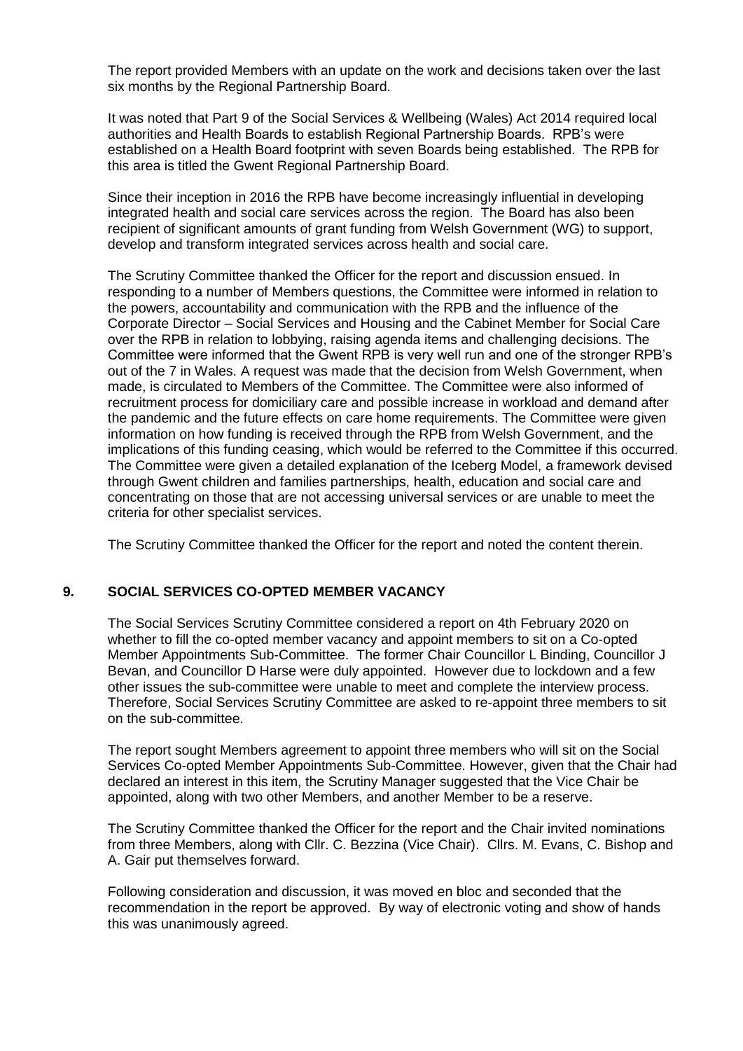The report provided Members with an update on the work and decisions taken over the last six months by the Regional Partnership Board.

It was noted that Part 9 of the Social Services & Wellbeing (Wales) Act 2014 required local authorities and Health Boards to establish Regional Partnership Boards. RPB's were established on a Health Board footprint with seven Boards being established. The RPB for this area is titled the Gwent Regional Partnership Board.

Since their inception in 2016 the RPB have become increasingly influential in developing integrated health and social care services across the region. The Board has also been recipient of significant amounts of grant funding from Welsh Government (WG) to support, develop and transform integrated services across health and social care.

The Scrutiny Committee thanked the Officer for the report and discussion ensued. In responding to a number of Members questions, the Committee were informed in relation to the powers, accountability and communication with the RPB and the influence of the Corporate Director – Social Services and Housing and the Cabinet Member for Social Care over the RPB in relation to lobbying, raising agenda items and challenging decisions. The Committee were informed that the Gwent RPB is very well run and one of the stronger RPB's out of the 7 in Wales. A request was made that the decision from Welsh Government, when made, is circulated to Members of the Committee. The Committee were also informed of recruitment process for domiciliary care and possible increase in workload and demand after the pandemic and the future effects on care home requirements. The Committee were given information on how funding is received through the RPB from Welsh Government, and the implications of this funding ceasing, which would be referred to the Committee if this occurred. The Committee were given a detailed explanation of the Iceberg Model, a framework devised through Gwent children and families partnerships, health, education and social care and concentrating on those that are not accessing universal services or are unable to meet the criteria for other specialist services.

The Scrutiny Committee thanked the Officer for the report and noted the content therein.

## 9. SOCIAL SERVICES CO-OPTED MEMBER VACANCY

The Social Services Scrutiny Committee considered a report on 4th February 2020 on whether to fill the co-opted member vacancy and appoint members to sit on a Co-opted Member Appointments Sub-Committee. The former Chair Councillor L Binding, Councillor J Bevan, and Councillor D Harse were duly appointed. However due to lockdown and a few other issues the sub-committee were unable to meet and complete the interview process. Therefore, Social Services Scrutiny Committee are asked to re-appoint three members to sit on the sub-committee.

The report sought Members agreement to appoint three members who will sit on the Social Services Co-opted Member Appointments Sub-Committee. However, given that the Chair had declared an interest in this item, the Scrutiny Manager suggested that the Vice Chair be appointed, along with two other Members, and another Member to be a reserve.

The Scrutiny Committee thanked the Officer for the report and the Chair invited nominations from three Members, along with Cllr. C. Bezzina (Vice Chair). Cllrs. M. Evans, C. Bishop and A. Gair put themselves forward.

Following consideration and discussion, it was moved en bloc and seconded that the recommendation in the report be approved. By way of electronic voting and show of hands this was unanimously agreed.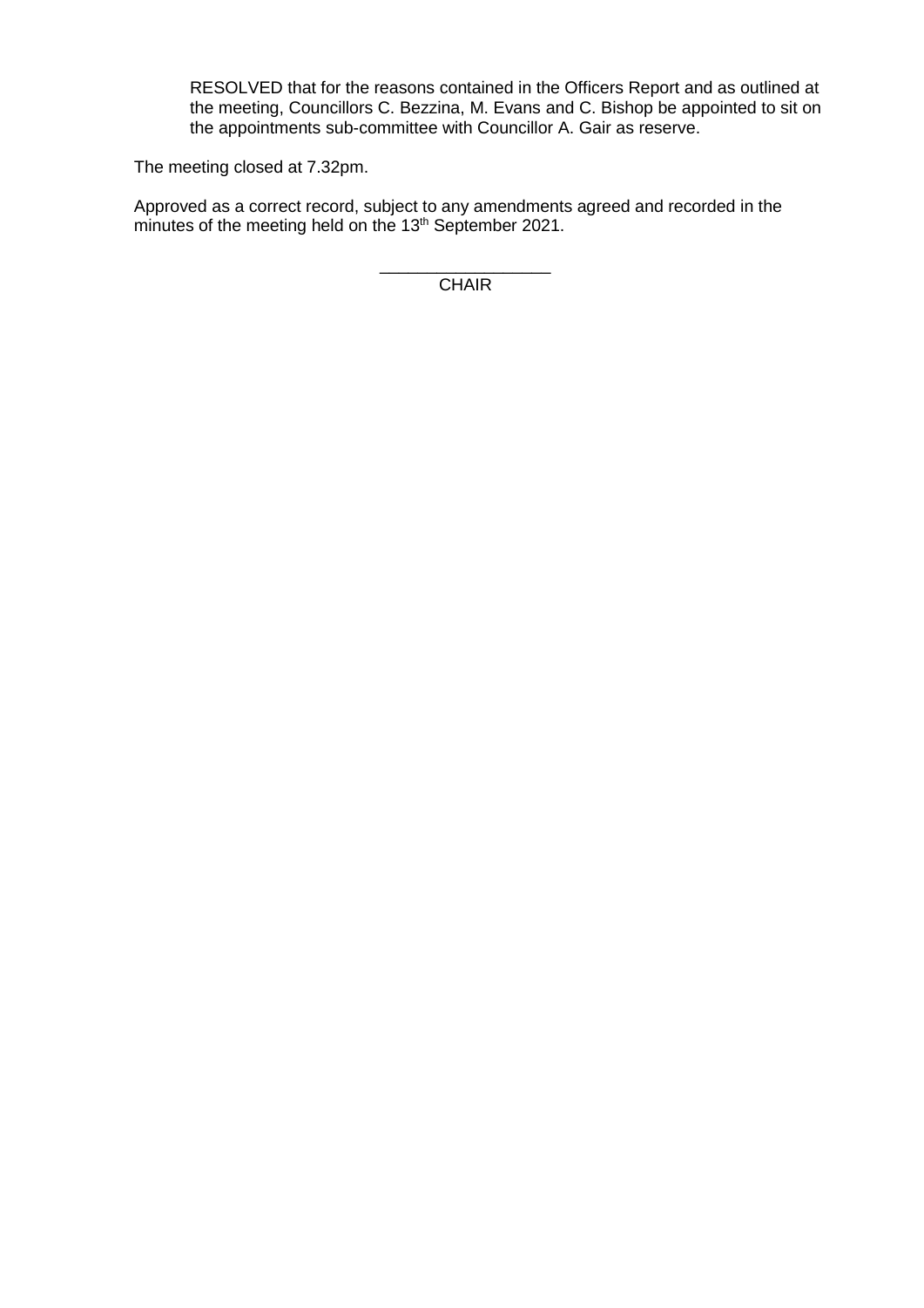RESOLVED that for the reasons contained in the Officers Report and as outlined at the meeting, Councillors C. Bezzina, M. Evans and C. Bishop be appointed to sit on the appointments sub-committee with Councillor A. Gair as reserve.

The meeting closed at 7.32pm.

Approved as a correct record, subject to any amendments agreed and recorded in the minutes of the meeting held on the 13th September 2021.

\_\_\_\_\_\_\_\_\_\_\_\_\_\_\_\_\_\_

CHAIR